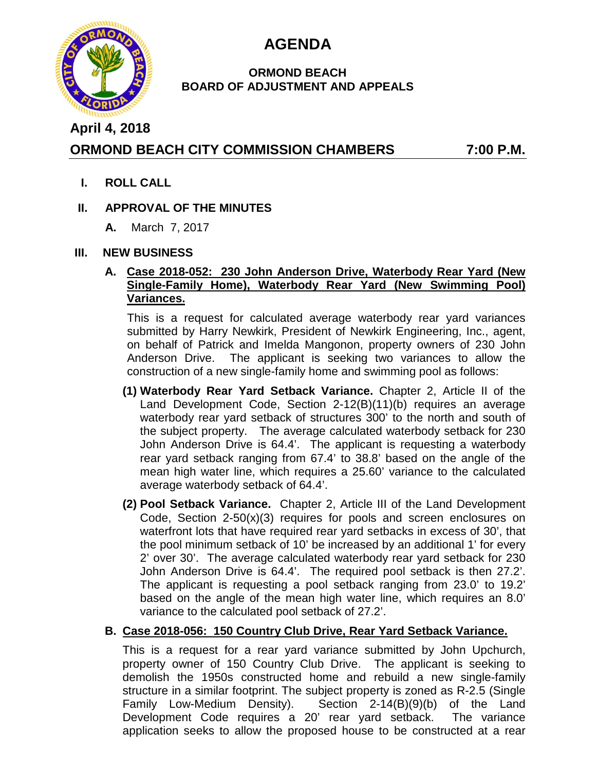# AGENDA

## ORMOND BEACH
## BOARD OF ADJUSTMENT AND APPEALS

**April 4, 2018**

**ORMOND BEACH CITY COMMISSION CHAMBERS 7:00 P.M.**

**I. ROLL CALL**

**II. APPROVAL OF THE MINUTES**

**A.** March 7, 2017

**III. NEW BUSINESS**

**A. Case 2018-052: 230 John Anderson Drive, Waterbody Rear Yard (New Single-Family Home), Waterbody Rear Yard (New Swimming Pool) Variances.**

This is a request for calculated average waterbody rear yard variances submitted by Harry Newkirk, President of Newkirk Engineering, Inc., agent, on behalf of Patrick and Imelda Mangonon, property owners of 230 John Anderson Drive. The applicant is seeking two variances to allow the construction of a new single-family home and swimming pool as follows:

**(1) Waterbody Rear Yard Setback Variance.** Chapter 2, Article II of the Land Development Code, Section 2-12(B)(11)(b) requires an average waterbody rear yard setback of structures 300' to the north and south of the subject property. The average calculated waterbody setback for 230 John Anderson Drive is 64.4'. The applicant is requesting a waterbody rear yard setback ranging from 67.4' to 38.8' based on the angle of the mean high water line, which requires a 25.60' variance to the calculated average waterbody setback of 64.4'.

**(2) Pool Setback Variance.** Chapter 2, Article III of the Land Development Code, Section 2-50(x)(3) requires for pools and screen enclosures on waterfront lots that have required rear yard setbacks in excess of 30', that the pool minimum setback of 10' be increased by an additional 1' for every 2' over 30'. The average calculated waterbody rear yard setback for 230 John Anderson Drive is 64.4'. The required pool setback is then 27.2'. The applicant is requesting a pool setback ranging from 23.0' to 19.2' based on the angle of the mean high water line, which requires an 8.0' variance to the calculated pool setback of 27.2'.

**B. Case 2018-056: 150 Country Club Drive, Rear Yard Setback Variance.**

This is a request for a rear yard variance submitted by John Upchurch, property owner of 150 Country Club Drive. The applicant is seeking to demolish the 1950s constructed home and rebuild a new single-family structure in a similar footprint. The subject property is zoned as R-2.5 (Single Family Low-Medium Density). Section 2-14(B)(9)(b) of the Land Development Code requires a 20' rear yard setback. The variance application seeks to allow the proposed house to be constructed at a rear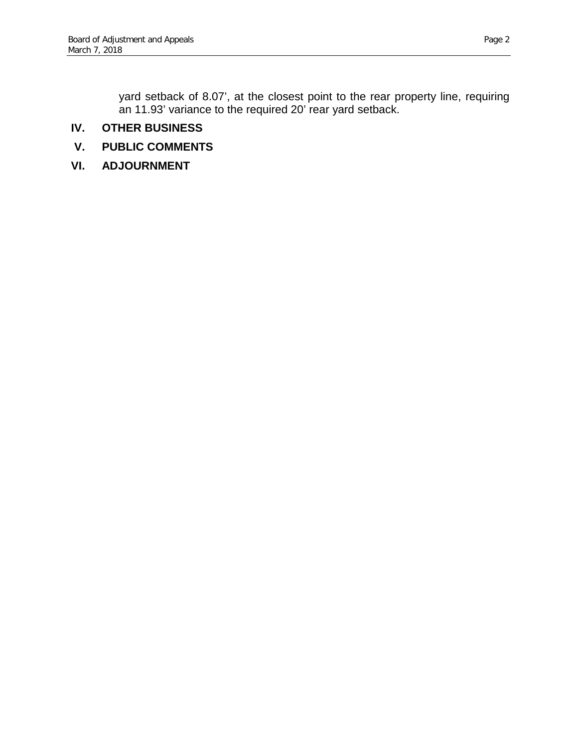yard setback of 8.07', at the closest point to the rear property line, requiring an 11.93' variance to the required 20' rear yard setback.

**IV. OTHER BUSINESS**

**V. PUBLIC COMMENTS**

**VI. ADJOURNMENT**